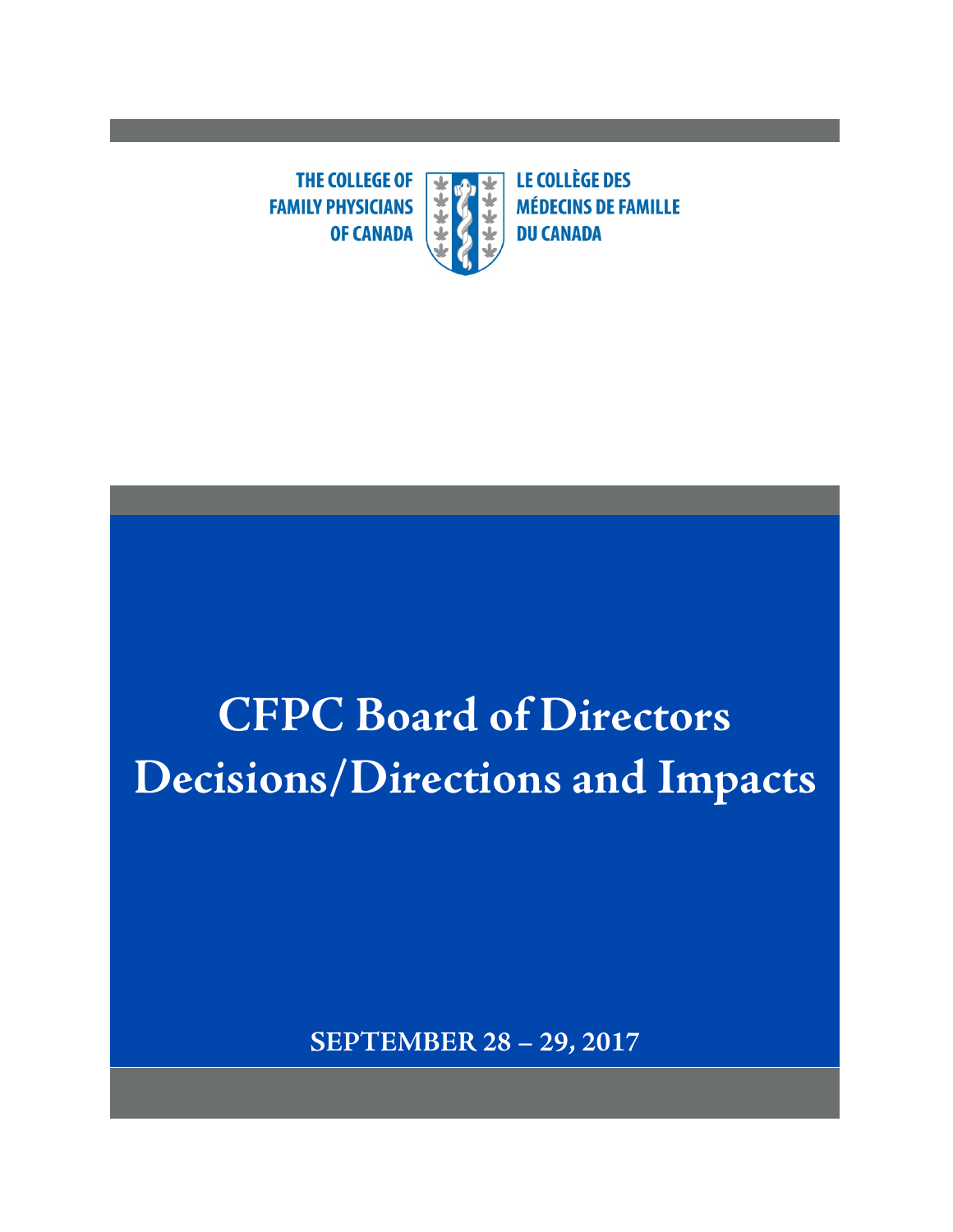THE COLLEGE OF FAMILY PHYSICIANS OF CANADA

LE COLLÈGE DES MÉDECINS DE FAMILLE DU CANADA

# CFPC Board of Directors Decisions/Directions and Impacts

**SEPTEMBER 28 – 29, 2017**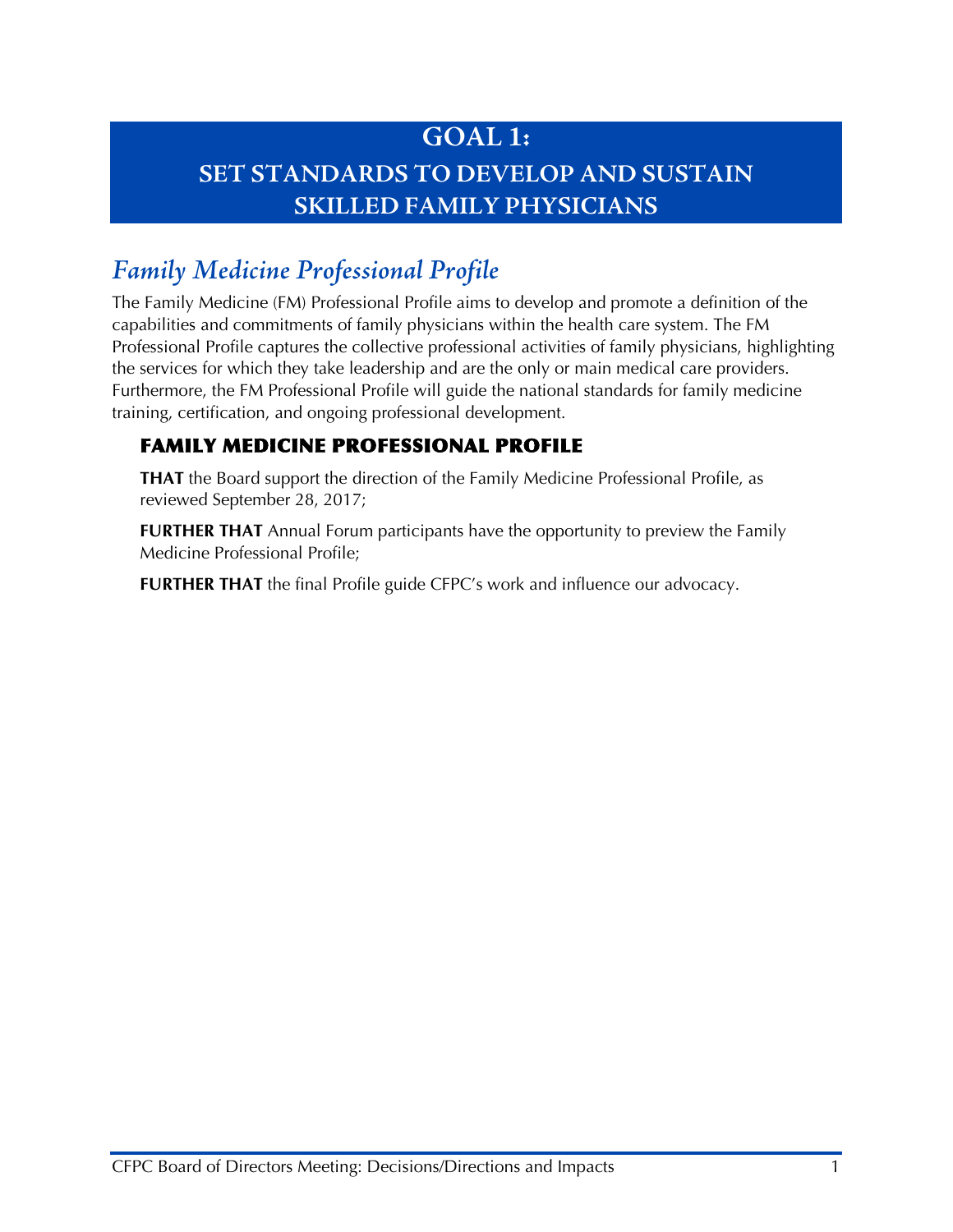# GOAL 1:
# SET STANDARDS TO DEVELOP AND SUSTAIN SKILLED FAMILY PHYSICIANS

## *Family Medicine Professional Profile*

The Family Medicine (FM) Professional Profile aims to develop and promote a definition of the capabilities and commitments of family physicians within the health care system. The FM Professional Profile captures the collective professional activities of family physicians, highlighting the services for which they take leadership and are the only or main medical care providers. Furthermore, the FM Professional Profile will guide the national standards for family medicine training, certification, and ongoing professional development.

### FAMILY MEDICINE PROFESSIONAL PROFILE

**THAT** the Board support the direction of the Family Medicine Professional Profile, as reviewed September 28, 2017;

**FURTHER THAT** Annual Forum participants have the opportunity to preview the Family Medicine Professional Profile;

**FURTHER THAT** the final Profile guide CFPC's work and influence our advocacy.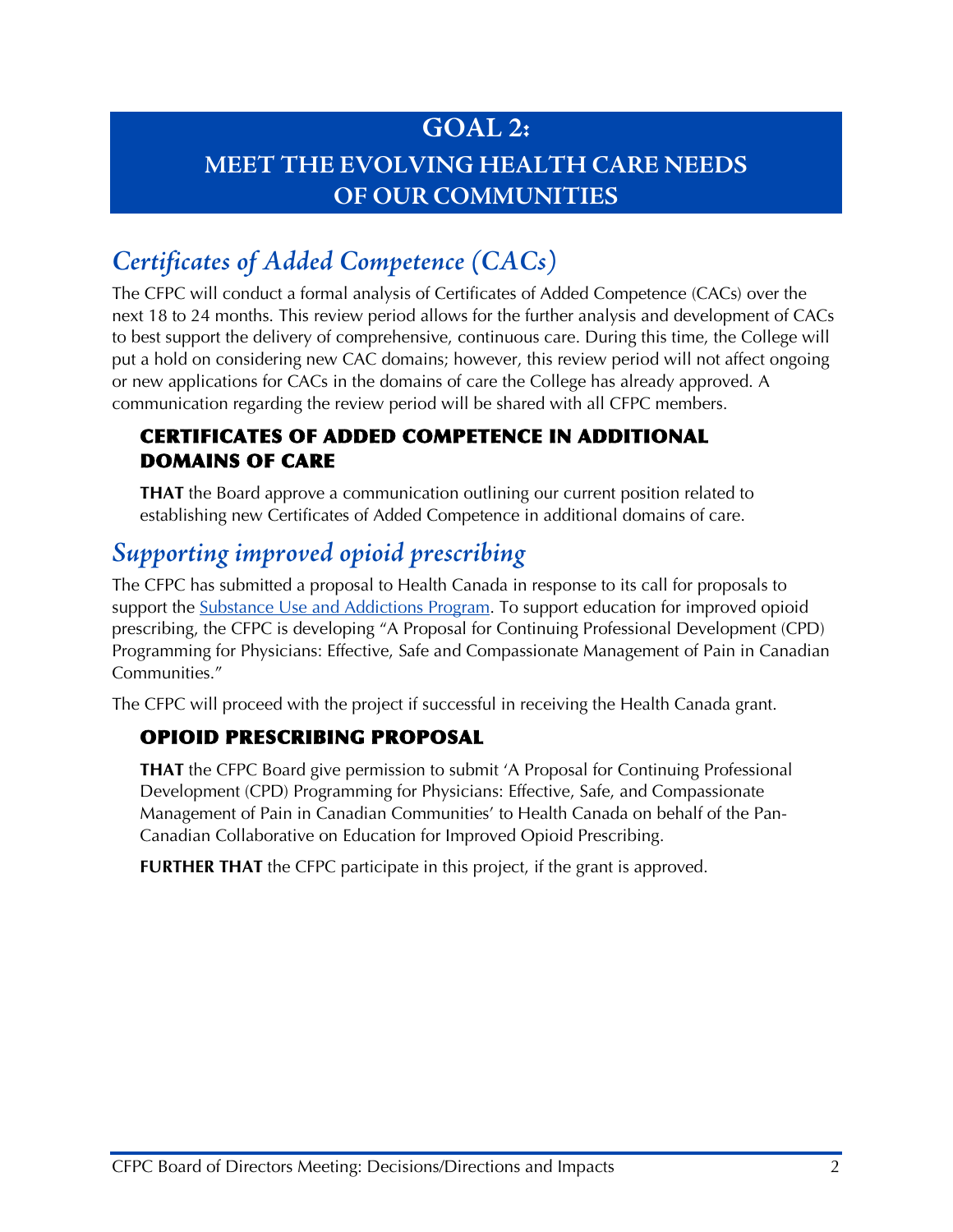# GOAL 2:
# MEET THE EVOLVING HEALTH CARE NEEDS OF OUR COMMUNITIES

## *Certificates of Added Competence (CACs)*

The CFPC will conduct a formal analysis of Certificates of Added Competence (CACs) over the next 18 to 24 months. This review period allows for the further analysis and development of CACs to best support the delivery of comprehensive, continuous care. During this time, the College will put a hold on considering new CAC domains; however, this review period will not affect ongoing or new applications for CACs in the domains of care the College has already approved. A communication regarding the review period will be shared with all CFPC members.

### CERTIFICATES OF ADDED COMPETENCE IN ADDITIONAL DOMAINS OF CARE

**THAT** the Board approve a communication outlining our current position related to establishing new Certificates of Added Competence in additional domains of care.

## *Supporting improved opioid prescribing*

The CFPC has submitted a proposal to Health Canada in response to its call for proposals to support the Substance Use and Addictions Program. To support education for improved opioid prescribing, the CFPC is developing "A Proposal for Continuing Professional Development (CPD) Programming for Physicians: Effective, Safe and Compassionate Management of Pain in Canadian Communities."

The CFPC will proceed with the project if successful in receiving the Health Canada grant.

### OPIOID PRESCRIBING PROPOSAL

**THAT** the CFPC Board give permission to submit 'A Proposal for Continuing Professional Development (CPD) Programming for Physicians: Effective, Safe, and Compassionate Management of Pain in Canadian Communities' to Health Canada on behalf of the Pan-Canadian Collaborative on Education for Improved Opioid Prescribing.

**FURTHER THAT** the CFPC participate in this project, if the grant is approved.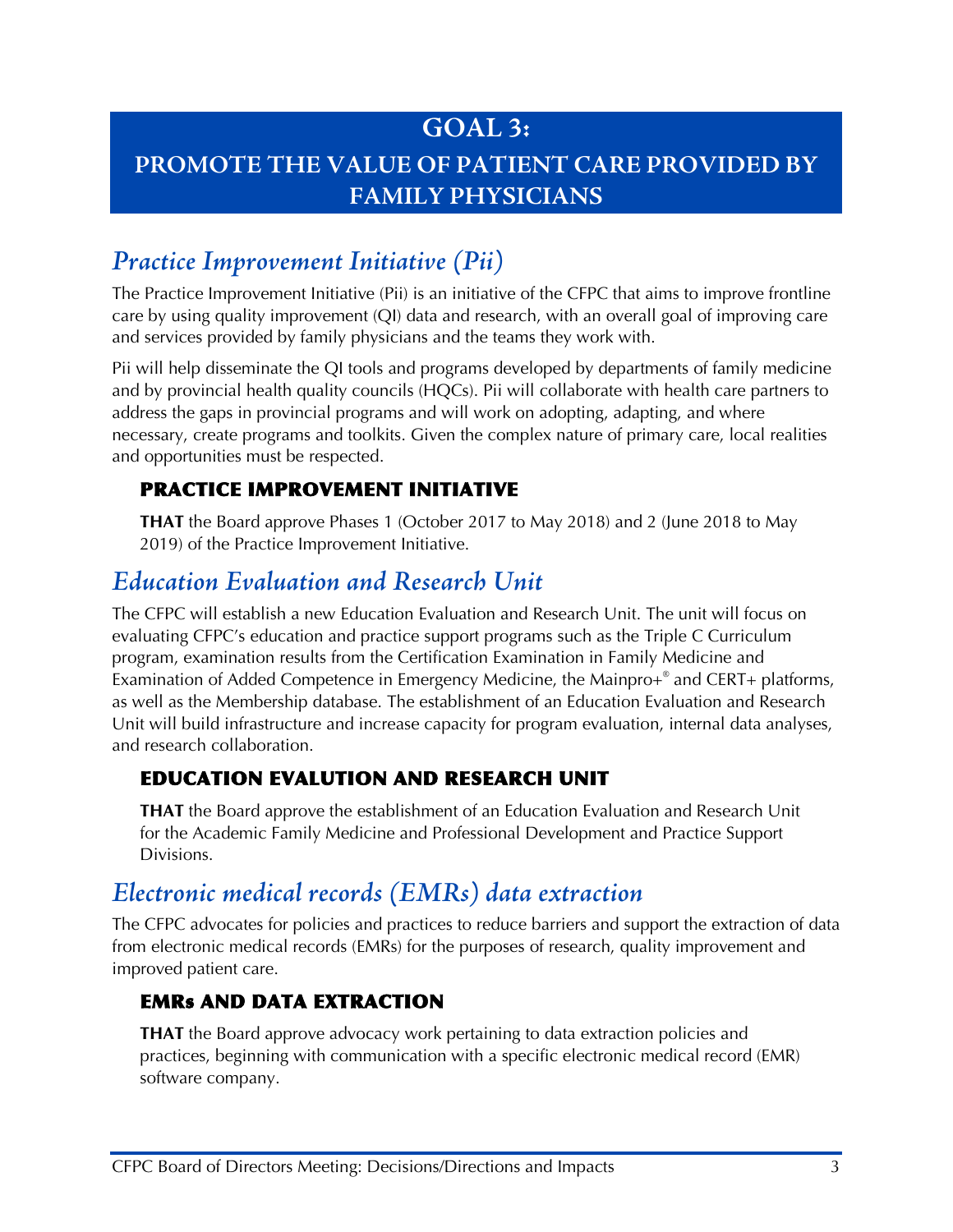# GOAL 3:
# PROMOTE THE VALUE OF PATIENT CARE PROVIDED BY FAMILY PHYSICIANS

## *Practice Improvement Initiative (Pii)*

The Practice Improvement Initiative (Pii) is an initiative of the CFPC that aims to improve frontline care by using quality improvement (QI) data and research, with an overall goal of improving care and services provided by family physicians and the teams they work with.

Pii will help disseminate the QI tools and programs developed by departments of family medicine and by provincial health quality councils (HQCs). Pii will collaborate with health care partners to address the gaps in provincial programs and will work on adopting, adapting, and where necessary, create programs and toolkits. Given the complex nature of primary care, local realities and opportunities must be respected.

### PRACTICE IMPROVEMENT INITIATIVE

**THAT** the Board approve Phases 1 (October 2017 to May 2018) and 2 (June 2018 to May 2019) of the Practice Improvement Initiative.

## *Education Evaluation and Research Unit*

The CFPC will establish a new Education Evaluation and Research Unit. The unit will focus on evaluating CFPC's education and practice support programs such as the Triple C Curriculum program, examination results from the Certification Examination in Family Medicine and Examination of Added Competence in Emergency Medicine, the Mainpro+® and CERT+ platforms, as well as the Membership database. The establishment of an Education Evaluation and Research Unit will build infrastructure and increase capacity for program evaluation, internal data analyses, and research collaboration.

### EDUCATION EVALUTION AND RESEARCH UNIT

**THAT** the Board approve the establishment of an Education Evaluation and Research Unit for the Academic Family Medicine and Professional Development and Practice Support Divisions.

## *Electronic medical records (EMRs) data extraction*

The CFPC advocates for policies and practices to reduce barriers and support the extraction of data from electronic medical records (EMRs) for the purposes of research, quality improvement and improved patient care.

### EMRs AND DATA EXTRACTION

**THAT** the Board approve advocacy work pertaining to data extraction policies and practices, beginning with communication with a specific electronic medical record (EMR) software company.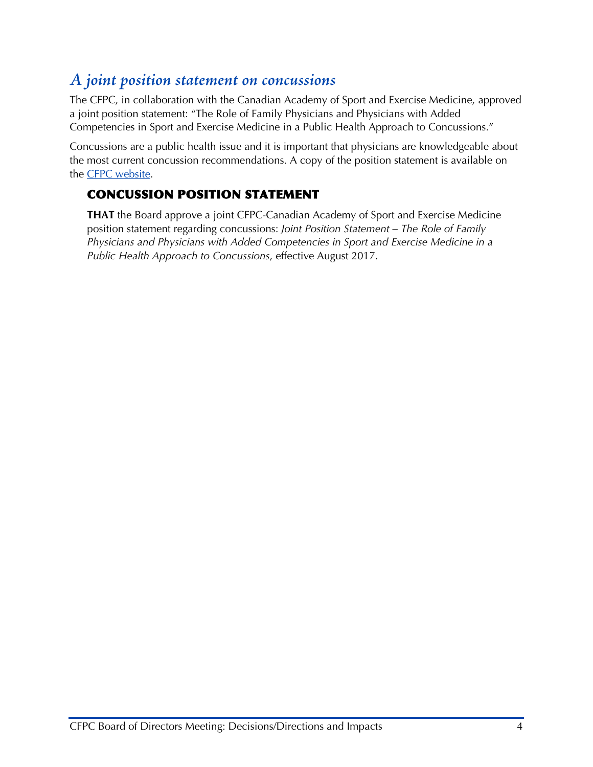## *A joint position statement on concussions*

The CFPC, in collaboration with the Canadian Academy of Sport and Exercise Medicine, approved a joint position statement: "The Role of Family Physicians and Physicians with Added Competencies in Sport and Exercise Medicine in a Public Health Approach to Concussions."

Concussions are a public health issue and it is important that physicians are knowledgeable about the most current concussion recommendations. A copy of the position statement is available on the CFPC website.

### CONCUSSION POSITION STATEMENT

**THAT** the Board approve a joint CFPC-Canadian Academy of Sport and Exercise Medicine position statement regarding concussions: *Joint Position Statement – The Role of Family Physicians and Physicians with Added Competencies in Sport and Exercise Medicine in a Public Health Approach to Concussions*, effective August 2017.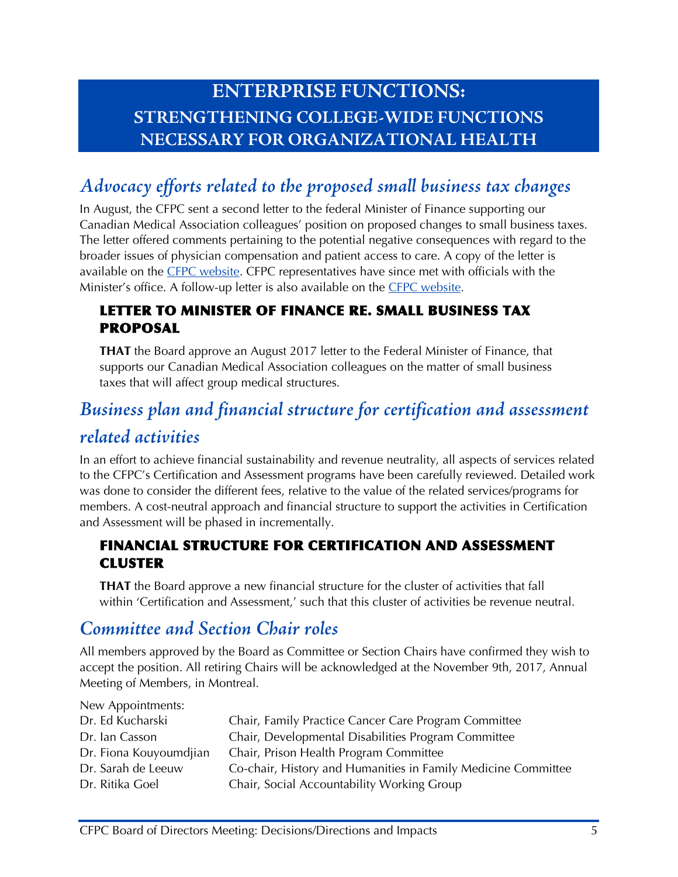# ENTERPRISE FUNCTIONS: STRENGTHENING COLLEGE-WIDE FUNCTIONS NECESSARY FOR ORGANIZATIONAL HEALTH

## *Advocacy efforts related to the proposed small business tax changes*

In August, the CFPC sent a second letter to the federal Minister of Finance supporting our Canadian Medical Association colleagues' position on proposed changes to small business taxes. The letter offered comments pertaining to the potential negative consequences with regard to the broader issues of physician compensation and patient access to care. A copy of the letter is available on the CFPC website. CFPC representatives have since met with officials with the Minister's office. A follow-up letter is also available on the CFPC website.

### LETTER TO MINISTER OF FINANCE RE. SMALL BUSINESS TAX PROPOSAL

**THAT** the Board approve an August 2017 letter to the Federal Minister of Finance, that supports our Canadian Medical Association colleagues on the matter of small business taxes that will affect group medical structures.

## *Business plan and financial structure for certification and assessment related activities*

In an effort to achieve financial sustainability and revenue neutrality, all aspects of services related to the CFPC's Certification and Assessment programs have been carefully reviewed. Detailed work was done to consider the different fees, relative to the value of the related services/programs for members. A cost-neutral approach and financial structure to support the activities in Certification and Assessment will be phased in incrementally.

### FINANCIAL STRUCTURE FOR CERTIFICATION AND ASSESSMENT CLUSTER

**THAT** the Board approve a new financial structure for the cluster of activities that fall within 'Certification and Assessment,' such that this cluster of activities be revenue neutral.

## *Committee and Section Chair roles*

All members approved by the Board as Committee or Section Chairs have confirmed they wish to accept the position. All retiring Chairs will be acknowledged at the November 9th, 2017, Annual Meeting of Members, in Montreal.

New Appointments:

| | |
|---|---|
| Dr. Ed Kucharski | Chair, Family Practice Cancer Care Program Committee |
| Dr. Ian Casson | Chair, Developmental Disabilities Program Committee |
| Dr. Fiona Kouyoumdjian | Chair, Prison Health Program Committee |
| Dr. Sarah de Leeuw | Co-chair, History and Humanities in Family Medicine Committee |
| Dr. Ritika Goel | Chair, Social Accountability Working Group |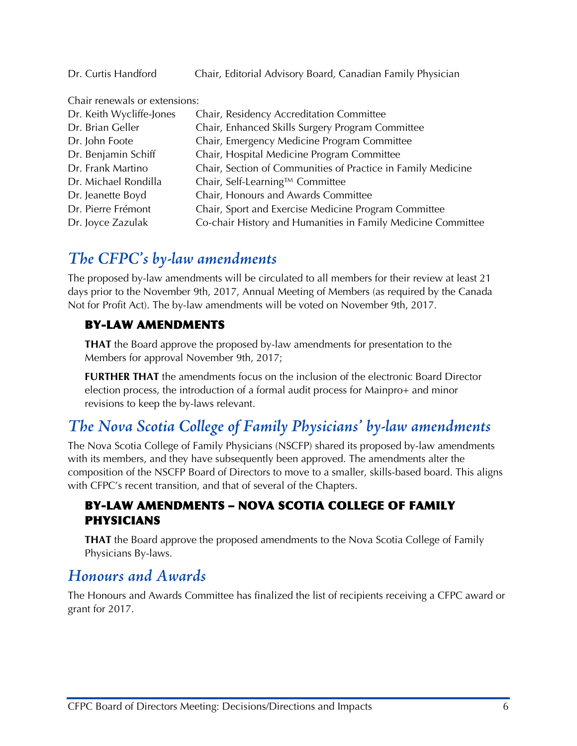Dr. Curtis Handford    Chair, Editorial Advisory Board, Canadian Family Physician

Chair renewals or extensions:

| | |
|---|---|
| Dr. Keith Wycliffe-Jones | Chair, Residency Accreditation Committee |
| Dr. Brian Geller | Chair, Enhanced Skills Surgery Program Committee |
| Dr. John Foote | Chair, Emergency Medicine Program Committee |
| Dr. Benjamin Schiff | Chair, Hospital Medicine Program Committee |
| Dr. Frank Martino | Chair, Section of Communities of Practice in Family Medicine |
| Dr. Michael Rondilla | Chair, Self-Learning™ Committee |
| Dr. Jeanette Boyd | Chair, Honours and Awards Committee |
| Dr. Pierre Frémont | Chair, Sport and Exercise Medicine Program Committee |
| Dr. Joyce Zazulak | Co-chair History and Humanities in Family Medicine Committee |

## *The CFPC's by-law amendments*

The proposed by-law amendments will be circulated to all members for their review at least 21 days prior to the November 9th, 2017, Annual Meeting of Members (as required by the Canada Not for Profit Act). The by-law amendments will be voted on November 9th, 2017.

### BY-LAW AMENDMENTS

**THAT** the Board approve the proposed by-law amendments for presentation to the Members for approval November 9th, 2017;

**FURTHER THAT** the amendments focus on the inclusion of the electronic Board Director election process, the introduction of a formal audit process for Mainpro+ and minor revisions to keep the by-laws relevant.

## *The Nova Scotia College of Family Physicians' by-law amendments*

The Nova Scotia College of Family Physicians (NSCFP) shared its proposed by-law amendments with its members, and they have subsequently been approved. The amendments alter the composition of the NSCFP Board of Directors to move to a smaller, skills-based board. This aligns with CFPC's recent transition, and that of several of the Chapters.

### BY-LAW AMENDMENTS – NOVA SCOTIA COLLEGE OF FAMILY PHYSICIANS

**THAT** the Board approve the proposed amendments to the Nova Scotia College of Family Physicians By-laws.

## *Honours and Awards*

The Honours and Awards Committee has finalized the list of recipients receiving a CFPC award or grant for 2017.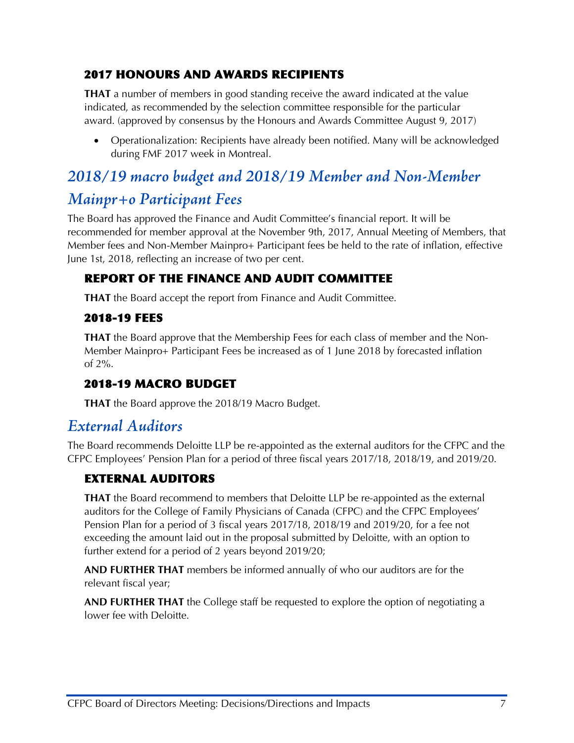### 2017 HONOURS AND AWARDS RECIPIENTS

**THAT** a number of members in good standing receive the award indicated at the value indicated, as recommended by the selection committee responsible for the particular award. (approved by consensus by the Honours and Awards Committee August 9, 2017)

- Operationalization: Recipients have already been notified. Many will be acknowledged during FMF 2017 week in Montreal.

## *2018/19 macro budget and 2018/19 Member and Non-Member Mainpr+o Participant Fees*

The Board has approved the Finance and Audit Committee's financial report. It will be recommended for member approval at the November 9th, 2017, Annual Meeting of Members, that Member fees and Non-Member Mainpro+ Participant fees be held to the rate of inflation, effective June 1st, 2018, reflecting an increase of two per cent.

### REPORT OF THE FINANCE AND AUDIT COMMITTEE

**THAT** the Board accept the report from Finance and Audit Committee.

### 2018-19 FEES

**THAT** the Board approve that the Membership Fees for each class of member and the Non-Member Mainpro+ Participant Fees be increased as of 1 June 2018 by forecasted inflation of 2%.

### 2018-19 MACRO BUDGET

**THAT** the Board approve the 2018/19 Macro Budget.

## *External Auditors*

The Board recommends Deloitte LLP be re-appointed as the external auditors for the CFPC and the CFPC Employees' Pension Plan for a period of three fiscal years 2017/18, 2018/19, and 2019/20.

### EXTERNAL AUDITORS

**THAT** the Board recommend to members that Deloitte LLP be re-appointed as the external auditors for the College of Family Physicians of Canada (CFPC) and the CFPC Employees' Pension Plan for a period of 3 fiscal years 2017/18, 2018/19 and 2019/20, for a fee not exceeding the amount laid out in the proposal submitted by Deloitte, with an option to further extend for a period of 2 years beyond 2019/20;

**AND FURTHER THAT** members be informed annually of who our auditors are for the relevant fiscal year;

**AND FURTHER THAT** the College staff be requested to explore the option of negotiating a lower fee with Deloitte.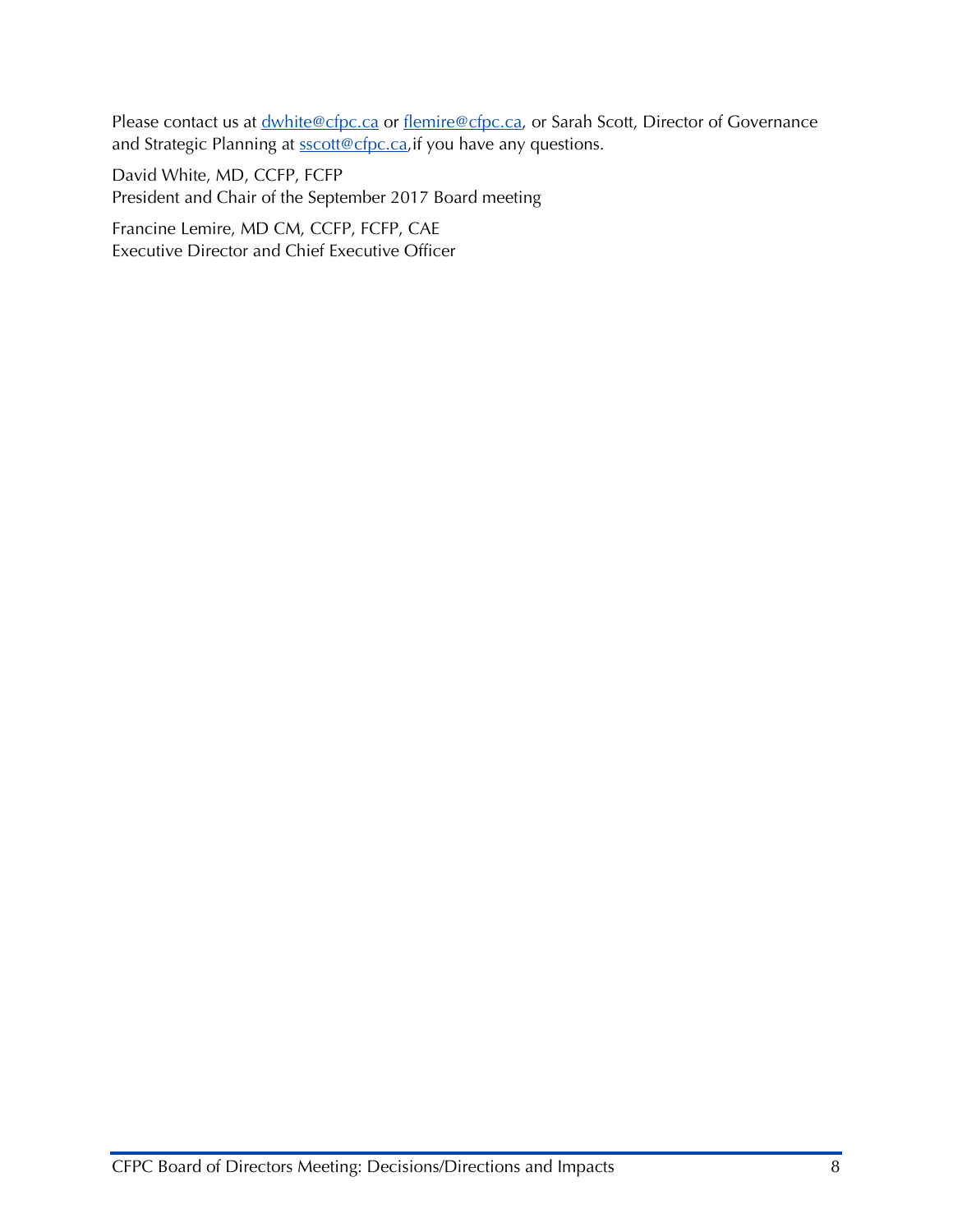Please contact us at [dwhite@cfpc.ca](mailto:dwhite@cfpc.ca) or [flemire@cfpc.ca](mailto:flemire@cfpc.ca), or Sarah Scott, Director of Governance and Strategic Planning at [sscott@cfpc.ca](mailto:sscott@cfpc.ca),if you have any questions.

David White, MD, CCFP, FCFP
President and Chair of the September 2017 Board meeting

Francine Lemire, MD CM, CCFP, FCFP, CAE
Executive Director and Chief Executive Officer